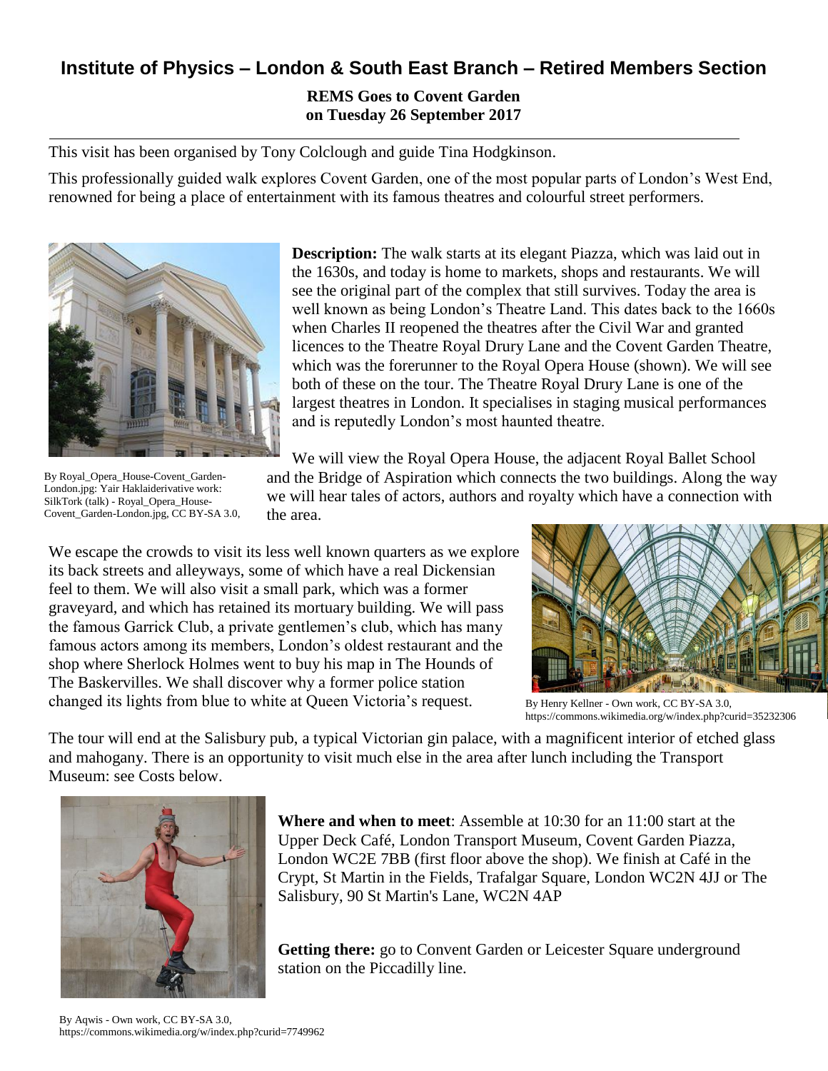# Institute of Physics – London & South East Branch – Retired Members Section

**REMS Goes to Covent Garden**
**on Tuesday 26 September 2017**

This visit has been organised by Tony Colclough and guide Tina Hodgkinson.

This professionally guided walk explores Covent Garden, one of the most popular parts of London's West End, renowned for being a place of entertainment with its famous theatres and colourful street performers.

By Royal_Opera_House-Covent_Garden-London.jpg: Yair Haklaiderivative work: SilkTork (talk) - Royal_Opera_House-Covent_Garden-London.jpg, CC BY-SA 3.0,

**Description:** The walk starts at its elegant Piazza, which was laid out in the 1630s, and today is home to markets, shops and restaurants. We will see the original part of the complex that still survives. Today the area is well known as being London's Theatre Land. This dates back to the 1660s when Charles II reopened the theatres after the Civil War and granted licences to the Theatre Royal Drury Lane and the Covent Garden Theatre, which was the forerunner to the Royal Opera House (shown). We will see both of these on the tour. The Theatre Royal Drury Lane is one of the largest theatres in London. It specialises in staging musical performances and is reputedly London's most haunted theatre.

We will view the Royal Opera House, the adjacent Royal Ballet School and the Bridge of Aspiration which connects the two buildings. Along the way we will hear tales of actors, authors and royalty which have a connection with the area.

We escape the crowds to visit its less well known quarters as we explore its back streets and alleyways, some of which have a real Dickensian feel to them. We will also visit a small park, which was a former graveyard, and which has retained its mortuary building. We will pass the famous Garrick Club, a private gentlemen's club, which has many famous actors among its members, London's oldest restaurant and the shop where Sherlock Holmes went to buy his map in The Hounds of The Baskervilles. We shall discover why a former police station changed its lights from blue to white at Queen Victoria's request.

By Henry Kellner - Own work, CC BY-SA 3.0, https://commons.wikimedia.org/w/index.php?curid=35232306

The tour will end at the Salisbury pub, a typical Victorian gin palace, with a magnificent interior of etched glass and mahogany. There is an opportunity to visit much else in the area after lunch including the Transport Museum: see Costs below.

**Where and when to meet**: Assemble at 10:30 for an 11:00 start at the Upper Deck Café, London Transport Museum, Covent Garden Piazza, London WC2E 7BB (first floor above the shop). We finish at Café in the Crypt, St Martin in the Fields, Trafalgar Square, London WC2N 4JJ or The Salisbury, 90 St Martin's Lane, WC2N 4AP

**Getting there:** go to Convent Garden or Leicester Square underground station on the Piccadilly line.

By Aqwis - Own work, CC BY-SA 3.0, https://commons.wikimedia.org/w/index.php?curid=7749962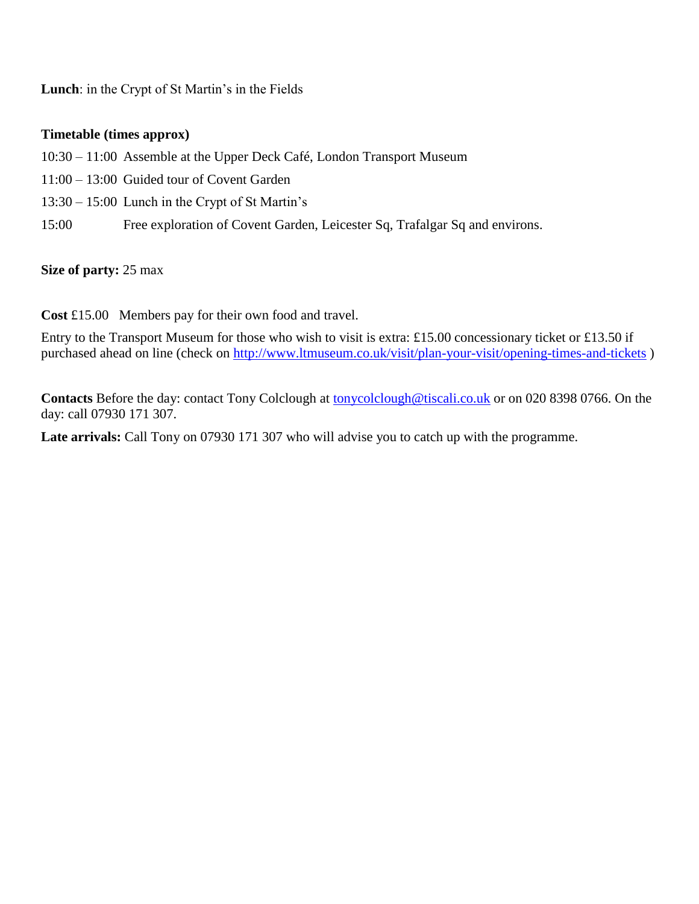**Lunch**: in the Crypt of St Martin's in the Fields

**Timetable (times approx)**

10:30 – 11:00 Assemble at the Upper Deck Café, London Transport Museum

11:00 – 13:00 Guided tour of Covent Garden

13:30 – 15:00 Lunch in the Crypt of St Martin's

15:00 Free exploration of Covent Garden, Leicester Sq, Trafalgar Sq and environs.

**Size of party:** 25 max

**Cost** £15.00 Members pay for their own food and travel.

Entry to the Transport Museum for those who wish to visit is extra: £15.00 concessionary ticket or £13.50 if purchased ahead on line (check on http://www.ltmuseum.co.uk/visit/plan-your-visit/opening-times-and-tickets )

**Contacts** Before the day: contact Tony Colclough at tonycolclough@tiscali.co.uk or on 020 8398 0766. On the day: call 07930 171 307.

**Late arrivals:** Call Tony on 07930 171 307 who will advise you to catch up with the programme.